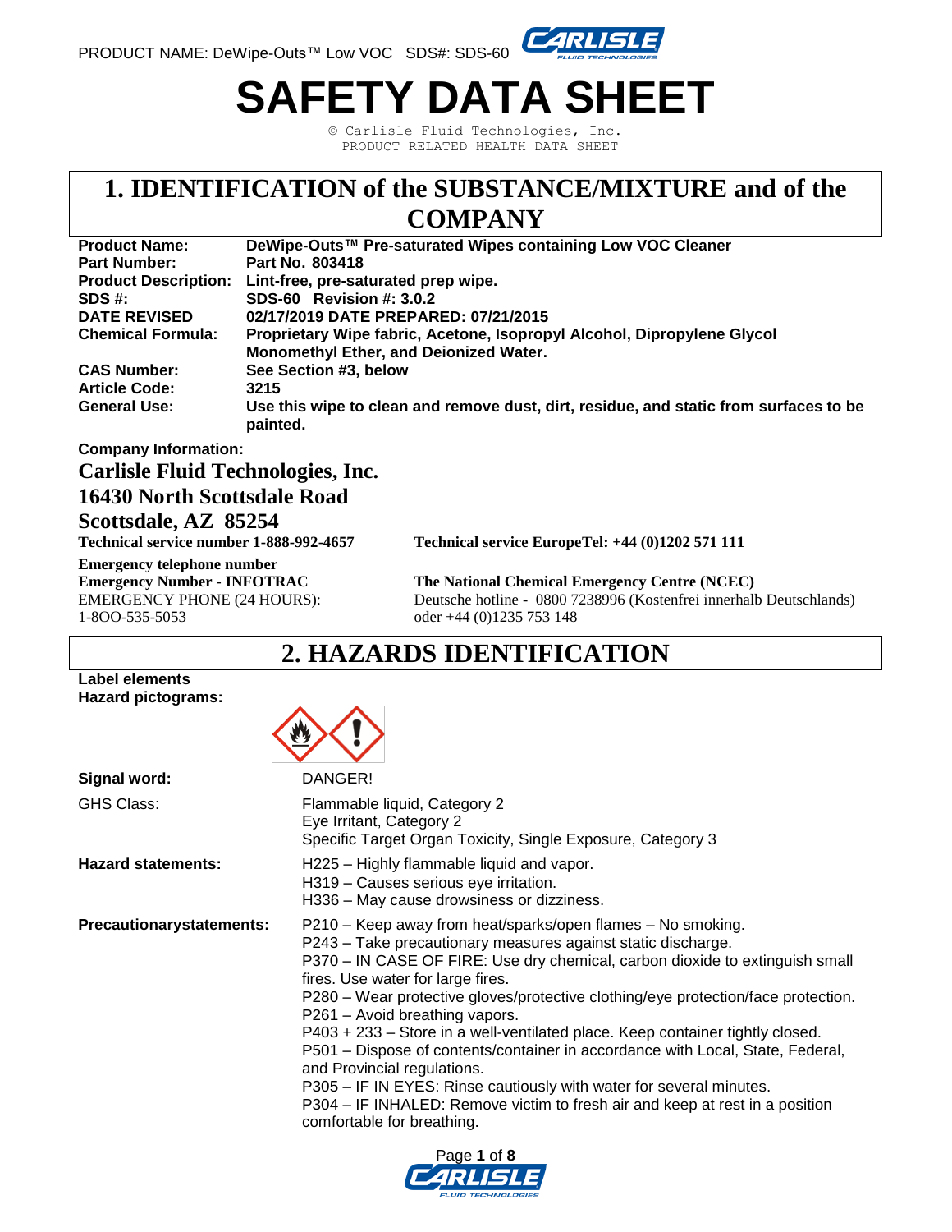# SAFETY DATA SHEET

© Carlisle Fluid Technologies, Inc.
PRODUCT RELATED HEALTH DATA SHEET

## 1. IDENTIFICATION of the SUBSTANCE/MIXTURE and of the COMPANY

| | |
|---|---|
| **Product Name:** | **DeWipe-Outs™ Pre-saturated Wipes containing Low VOC Cleaner** |
| **Part Number:** | **Part No. 803418** |
| **Product Description:** | **Lint-free, pre-saturated prep wipe.** |
| **SDS #:** | **SDS-60 Revision #: 3.0.2** |
| **DATE REVISED** | **02/17/2019 DATE PREPARED: 07/21/2015** |
| **Chemical Formula:** | **Proprietary Wipe fabric, Acetone, Isopropyl Alcohol, Dipropylene Glycol Monomethyl Ether, and Deionized Water.** |
| **CAS Number:** | **See Section #3, below** |
| **Article Code:** | **3215** |
| **General Use:** | **Use this wipe to clean and remove dust, dirt, residue, and static from surfaces to be painted.** |

**Company Information:**

**Carlisle Fluid Technologies, Inc.**
**16430 North Scottsdale Road**
**Scottsdale, AZ 85254**

**Technical service number 1-888-992-4657**

**Technical service EuropeTel: +44 (0)1202 571 111**

**Emergency telephone number**
**Emergency Number - INFOTRAC**
EMERGENCY PHONE (24 HOURS):
1-8OO-535-5053

**The National Chemical Emergency Centre (NCEC)**
Deutsche hotline - 0800 7238996 (Kostenfrei innerhalb Deutschlands) oder +44 (0)1235 753 148

## 2. HAZARDS IDENTIFICATION

**Label elements**
**Hazard pictograms:**

**Signal word:** DANGER!

**GHS Class:**
Flammable liquid, Category 2
Eye Irritant, Category 2
Specific Target Organ Toxicity, Single Exposure, Category 3

**Hazard statements:**
H225 – Highly flammable liquid and vapor.
H319 – Causes serious eye irritation.
H336 – May cause drowsiness or dizziness.

**Precautionarystatements:**
P210 – Keep away from heat/sparks/open flames – No smoking.
P243 – Take precautionary measures against static discharge.
P370 – IN CASE OF FIRE: Use dry chemical, carbon dioxide to extinguish small fires. Use water for large fires.
P280 – Wear protective gloves/protective clothing/eye protection/face protection.
P261 – Avoid breathing vapors.
P403 + 233 – Store in a well-ventilated place. Keep container tightly closed.
P501 – Dispose of contents/container in accordance with Local, State, Federal, and Provincial regulations.
P305 – IF IN EYES: Rinse cautiously with water for several minutes.
P304 – IF INHALED: Remove victim to fresh air and keep at rest in a position comfortable for breathing.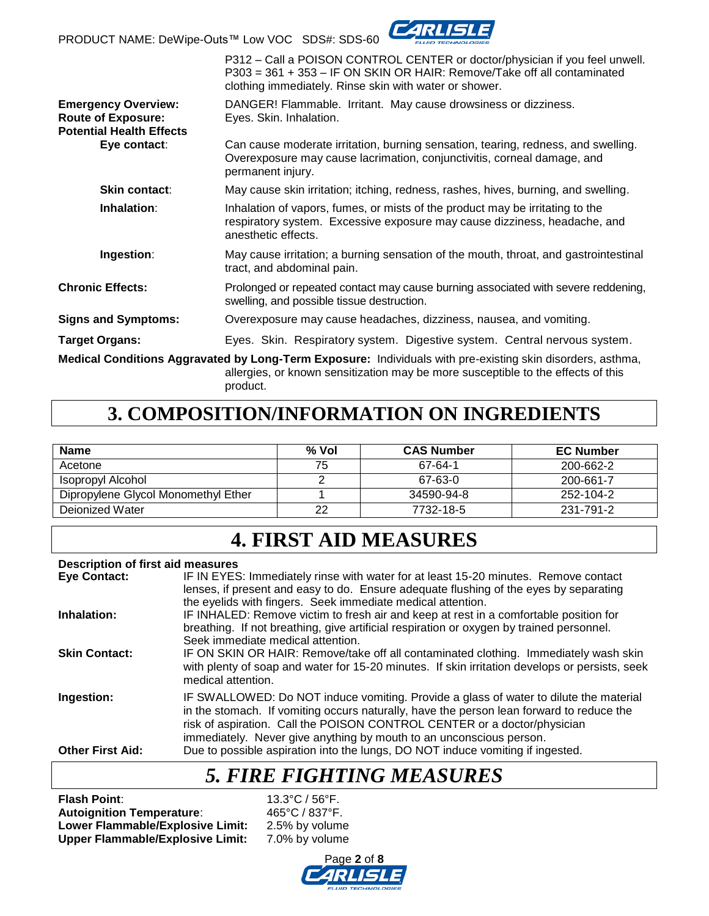P312 – Call a POISON CONTROL CENTER or doctor/physician if you feel unwell.
P303 = 361 + 353 – IF ON SKIN OR HAIR: Remove/Take off all contaminated clothing immediately. Rinse skin with water or shower.

**Emergency Overview:** DANGER! Flammable. Irritant. May cause drowsiness or dizziness.

**Route of Exposure:** Eyes. Skin. Inhalation.

**Potential Health Effects**

**Eye contact**: Can cause moderate irritation, burning sensation, tearing, redness, and swelling. Overexposure may cause lacrimation, conjunctivitis, corneal damage, and permanent injury.

**Skin contact**: May cause skin irritation; itching, redness, rashes, hives, burning, and swelling.

**Inhalation**: Inhalation of vapors, fumes, or mists of the product may be irritating to the respiratory system. Excessive exposure may cause dizziness, headache, and anesthetic effects.

**Ingestion**: May cause irritation; a burning sensation of the mouth, throat, and gastrointestinal tract, and abdominal pain.

**Chronic Effects:** Prolonged or repeated contact may cause burning associated with severe reddening, swelling, and possible tissue destruction.

**Signs and Symptoms:** Overexposure may cause headaches, dizziness, nausea, and vomiting.

**Target Organs:** Eyes. Skin. Respiratory system. Digestive system. Central nervous system.

**Medical Conditions Aggravated by Long-Term Exposure:** Individuals with pre-existing skin disorders, asthma, allergies, or known sensitization may be more susceptible to the effects of this product.

# 3. COMPOSITION/INFORMATION ON INGREDIENTS

| Name | % Vol | CAS Number | EC Number |
|---|---|---|---|
| Acetone | 75 | 67-64-1 | 200-662-2 |
| Isopropyl Alcohol | 2 | 67-63-0 | 200-661-7 |
| Dipropylene Glycol Monomethyl Ether | 1 | 34590-94-8 | 252-104-2 |
| Deionized Water | 22 | 7732-18-5 | 231-791-2 |

# 4. FIRST AID MEASURES

**Description of first aid measures**

**Eye Contact:** IF IN EYES: Immediately rinse with water for at least 15-20 minutes. Remove contact lenses, if present and easy to do. Ensure adequate flushing of the eyes by separating the eyelids with fingers. Seek immediate medical attention.

**Inhalation:** IF INHALED: Remove victim to fresh air and keep at rest in a comfortable position for breathing. If not breathing, give artificial respiration or oxygen by trained personnel. Seek immediate medical attention.

**Skin Contact:** IF ON SKIN OR HAIR: Remove/take off all contaminated clothing. Immediately wash skin with plenty of soap and water for 15-20 minutes. If skin irritation develops or persists, seek medical attention.

**Ingestion:** IF SWALLOWED: Do NOT induce vomiting. Provide a glass of water to dilute the material in the stomach. If vomiting occurs naturally, have the person lean forward to reduce the risk of aspiration. Call the POISON CONTROL CENTER or a doctor/physician immediately. Never give anything by mouth to an unconscious person.

**Other First Aid:** Due to possible aspiration into the lungs, DO NOT induce vomiting if ingested.

# *5. FIRE FIGHTING MEASURES*

**Flash Point**: 13.3°C / 56°F.
**Autoignition Temperature**: 465°C / 837°F.
**Lower Flammable/Explosive Limit:** 2.5% by volume
**Upper Flammable/Explosive Limit:** 7.0% by volume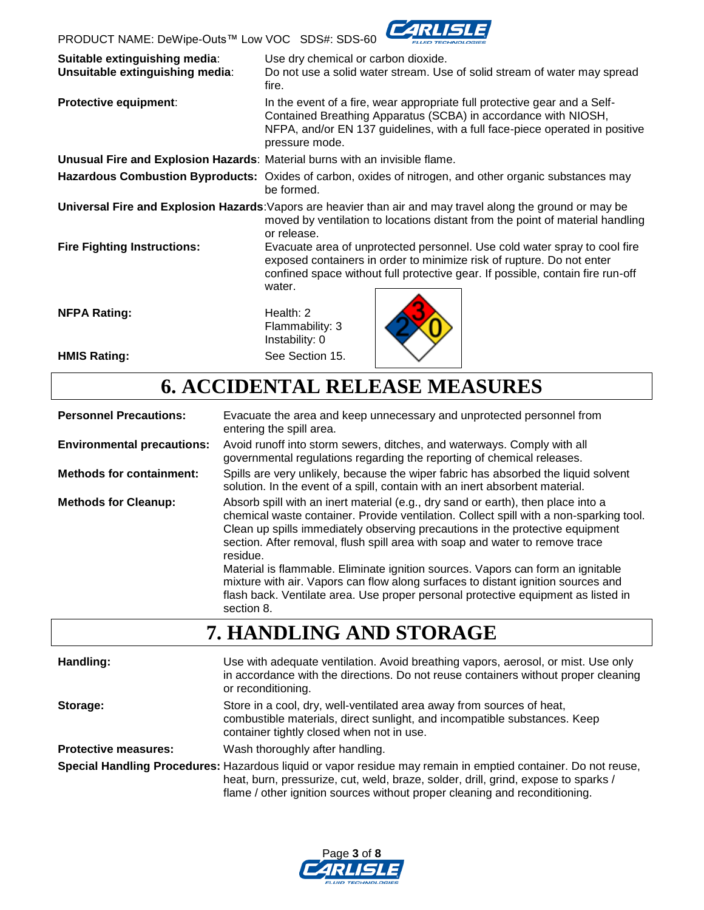**Suitable extinguishing media**: Use dry chemical or carbon dioxide.

**Unsuitable extinguishing media**: Do not use a solid water stream. Use of solid stream of water may spread fire.

**Protective equipment**: In the event of a fire, wear appropriate full protective gear and a Self-Contained Breathing Apparatus (SCBA) in accordance with NIOSH, NFPA, and/or EN 137 guidelines, with a full face-piece operated in positive pressure mode.

**Unusual Fire and Explosion Hazards**: Material burns with an invisible flame.

**Hazardous Combustion Byproducts:** Oxides of carbon, oxides of nitrogen, and other organic substances may be formed.

**Universal Fire and Explosion Hazards**: Vapors are heavier than air and may travel along the ground or may be moved by ventilation to locations distant from the point of material handling or release.

**Fire Fighting Instructions:** Evacuate area of unprotected personnel. Use cold water spray to cool fire exposed containers in order to minimize risk of rupture. Do not enter confined space without full protective gear. If possible, contain fire run-off water.

**NFPA Rating:** Health: 2, Flammability: 3, Instability: 0

**HMIS Rating:** See Section 15.

# 6. ACCIDENTAL RELEASE MEASURES

**Personnel Precautions:** Evacuate the area and keep unnecessary and unprotected personnel from entering the spill area.

**Environmental precautions:** Avoid runoff into storm sewers, ditches, and waterways. Comply with all governmental regulations regarding the reporting of chemical releases.

**Methods for containment:** Spills are very unlikely, because the wiper fabric has absorbed the liquid solvent solution. In the event of a spill, contain with an inert absorbent material.

**Methods for Cleanup:** Absorb spill with an inert material (e.g., dry sand or earth), then place into a chemical waste container. Provide ventilation. Collect spill with a non-sparking tool. Clean up spills immediately observing precautions in the protective equipment section. After removal, flush spill area with soap and water to remove trace residue.

Material is flammable. Eliminate ignition sources. Vapors can form an ignitable mixture with air. Vapors can flow along surfaces to distant ignition sources and flash back. Ventilate area. Use proper personal protective equipment as listed in section 8.

# 7. HANDLING AND STORAGE

**Handling:** Use with adequate ventilation. Avoid breathing vapors, aerosol, or mist. Use only in accordance with the directions. Do not reuse containers without proper cleaning or reconditioning.

**Storage:** Store in a cool, dry, well-ventilated area away from sources of heat, combustible materials, direct sunlight, and incompatible substances. Keep container tightly closed when not in use.

**Protective measures:** Wash thoroughly after handling.

**Special Handling Procedures:** Hazardous liquid or vapor residue may remain in emptied container. Do not reuse, heat, burn, pressurize, cut, weld, braze, solder, drill, grind, expose to sparks / flame / other ignition sources without proper cleaning and reconditioning.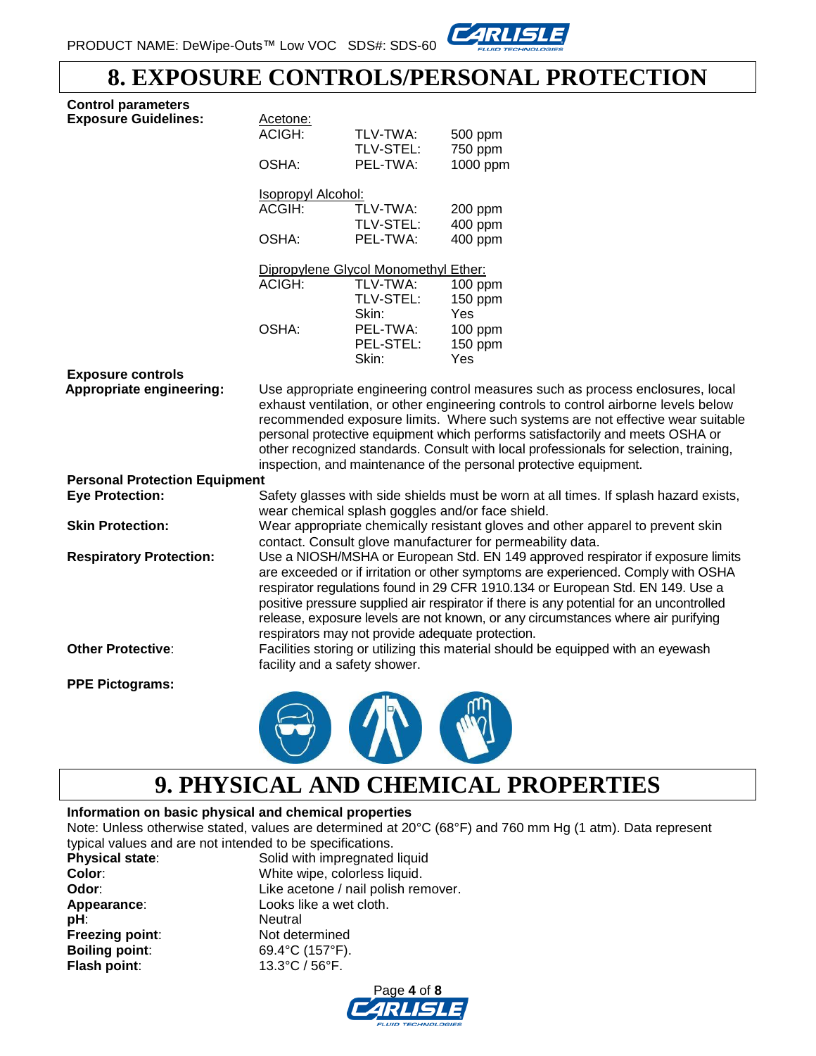# 8. EXPOSURE CONTROLS/PERSONAL PROTECTION

**Control parameters**

**Exposure Guidelines:**

Acetone:

| | | |
|---|---|---|
| ACIGH: | TLV-TWA: | 500 ppm |
| | TLV-STEL: | 750 ppm |
| OSHA: | PEL-TWA: | 1000 ppm |

Isopropyl Alcohol:

| | | |
|---|---|---|
| ACGIH: | TLV-TWA: | 200 ppm |
| | TLV-STEL: | 400 ppm |
| OSHA: | PEL-TWA: | 400 ppm |

Dipropylene Glycol Monomethyl Ether:

| | | |
|---|---|---|
| ACIGH: | TLV-TWA: | 100 ppm |
| | TLV-STEL: | 150 ppm |
| | Skin: | Yes |
| OSHA: | PEL-TWA: | 100 ppm |
| | PEL-STEL: | 150 ppm |
| | Skin: | Yes |

**Exposure controls**

**Appropriate engineering:** Use appropriate engineering control measures such as process enclosures, local exhaust ventilation, or other engineering controls to control airborne levels below recommended exposure limits. Where such systems are not effective wear suitable personal protective equipment which performs satisfactorily and meets OSHA or other recognized standards. Consult with local professionals for selection, training, inspection, and maintenance of the personal protective equipment.

**Personal Protection Equipment**

**Eye Protection:** Safety glasses with side shields must be worn at all times. If splash hazard exists, wear chemical splash goggles and/or face shield.

**Skin Protection:** Wear appropriate chemically resistant gloves and other apparel to prevent skin contact. Consult glove manufacturer for permeability data.

**Respiratory Protection:** Use a NIOSH/MSHA or European Std. EN 149 approved respirator if exposure limits are exceeded or if irritation or other symptoms are experienced. Comply with OSHA respirator regulations found in 29 CFR 1910.134 or European Std. EN 149. Use a positive pressure supplied air respirator if there is any potential for an uncontrolled release, exposure levels are not known, or any circumstances where air purifying respirators may not provide adequate protection.

**Other Protective**: Facilities storing or utilizing this material should be equipped with an eyewash facility and a safety shower.

**PPE Pictograms:**

# 9. PHYSICAL AND CHEMICAL PROPERTIES

**Information on basic physical and chemical properties**

Note: Unless otherwise stated, values are determined at 20°C (68°F) and 760 mm Hg (1 atm). Data represent typical values and are not intended to be specifications.

**Physical state**: Solid with impregnated liquid

**Color**: White wipe, colorless liquid.

**Odor**: Like acetone / nail polish remover.

**Appearance**: Looks like a wet cloth.

**pH**: Neutral

**Freezing point**: Not determined

**Boiling point**: 69.4°C (157°F).

**Flash point**: 13.3°C / 56°F.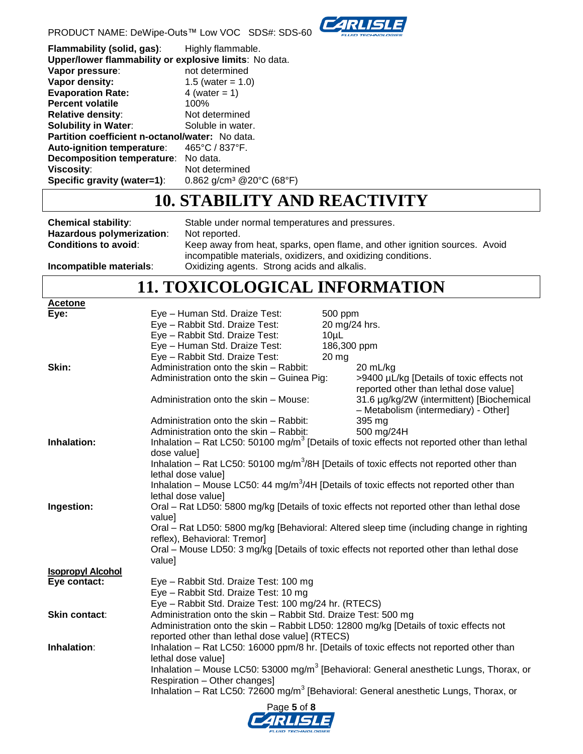**Flammability (solid, gas)**: Highly flammable.
**Upper/lower flammability or explosive limits**: No data.
**Vapor pressure**: not determined
**Vapor density:** 1.5 (water = 1.0)
**Evaporation Rate:** 4 (water = 1)
**Percent volatile** 100%
**Relative density**: Not determined
**Solubility in Water**: Soluble in water.
**Partition coefficient n-octanol/water:** No data.
**Auto-ignition temperature**: 465°C / 837°F.
**Decomposition temperature**: No data.
**Viscosity**: Not determined
**Specific gravity (water=1)**: 0.862 g/cm³ @20°C (68°F)

# 10. STABILITY AND REACTIVITY

**Chemical stability**: Stable under normal temperatures and pressures.
**Hazardous polymerization**: Not reported.
**Conditions to avoid**: Keep away from heat, sparks, open flame, and other ignition sources. Avoid incompatible materials, oxidizers, and oxidizing conditions.
**Incompatible materials**: Oxidizing agents. Strong acids and alkalis.

# 11. TOXICOLOGICAL INFORMATION

**Acetone**

**Eye:**
- Eye – Human Std. Draize Test: 500 ppm
- Eye – Rabbit Std. Draize Test: 20 mg/24 hrs.
- Eye – Rabbit Std. Draize Test: 10µL
- Eye – Human Std. Draize Test: 186,300 ppm
- Eye – Rabbit Std. Draize Test: 20 mg

**Skin:**
- Administration onto the skin – Rabbit: 20 mL/kg
- Administration onto the skin – Guinea Pig: >9400 µL/kg [Details of toxic effects not reported other than lethal dose value]
- Administration onto the skin – Mouse: 31.6 µg/kg/2W (intermittent) [Biochemical – Metabolism (intermediary) - Other]
- Administration onto the skin – Rabbit: 395 mg
- Administration onto the skin – Rabbit: 500 mg/24H

**Inhalation:**
Inhalation – Rat LC50: 50100 mg/m³ [Details of toxic effects not reported other than lethal dose value]
Inhalation – Rat LC50: 50100 mg/m³/8H [Details of toxic effects not reported other than lethal dose value]
Inhalation – Mouse LC50: 44 mg/m³/4H [Details of toxic effects not reported other than lethal dose value]

**Ingestion:**
Oral – Rat LD50: 5800 mg/kg [Details of toxic effects not reported other than lethal dose value]
Oral – Rat LD50: 5800 mg/kg [Behavioral: Altered sleep time (including change in righting reflex), Behavioral: Tremor]
Oral – Mouse LD50: 3 mg/kg [Details of toxic effects not reported other than lethal dose value]

**Isopropyl Alcohol**

**Eye contact:**
Eye – Rabbit Std. Draize Test: 100 mg
Eye – Rabbit Std. Draize Test: 10 mg
Eye – Rabbit Std. Draize Test: 100 mg/24 hr. (RTECS)

**Skin contact**:
Administration onto the skin – Rabbit Std. Draize Test: 500 mg
Administration onto the skin – Rabbit LD50: 12800 mg/kg [Details of toxic effects not reported other than lethal dose value] (RTECS)

**Inhalation**:
Inhalation – Rat LC50: 16000 ppm/8 hr. [Details of toxic effects not reported other than lethal dose value]
Inhalation – Mouse LC50: 53000 mg/m³ [Behavioral: General anesthetic Lungs, Thorax, or Respiration – Other changes]
Inhalation – Rat LC50: 72600 mg/m³ [Behavioral: General anesthetic Lungs, Thorax, or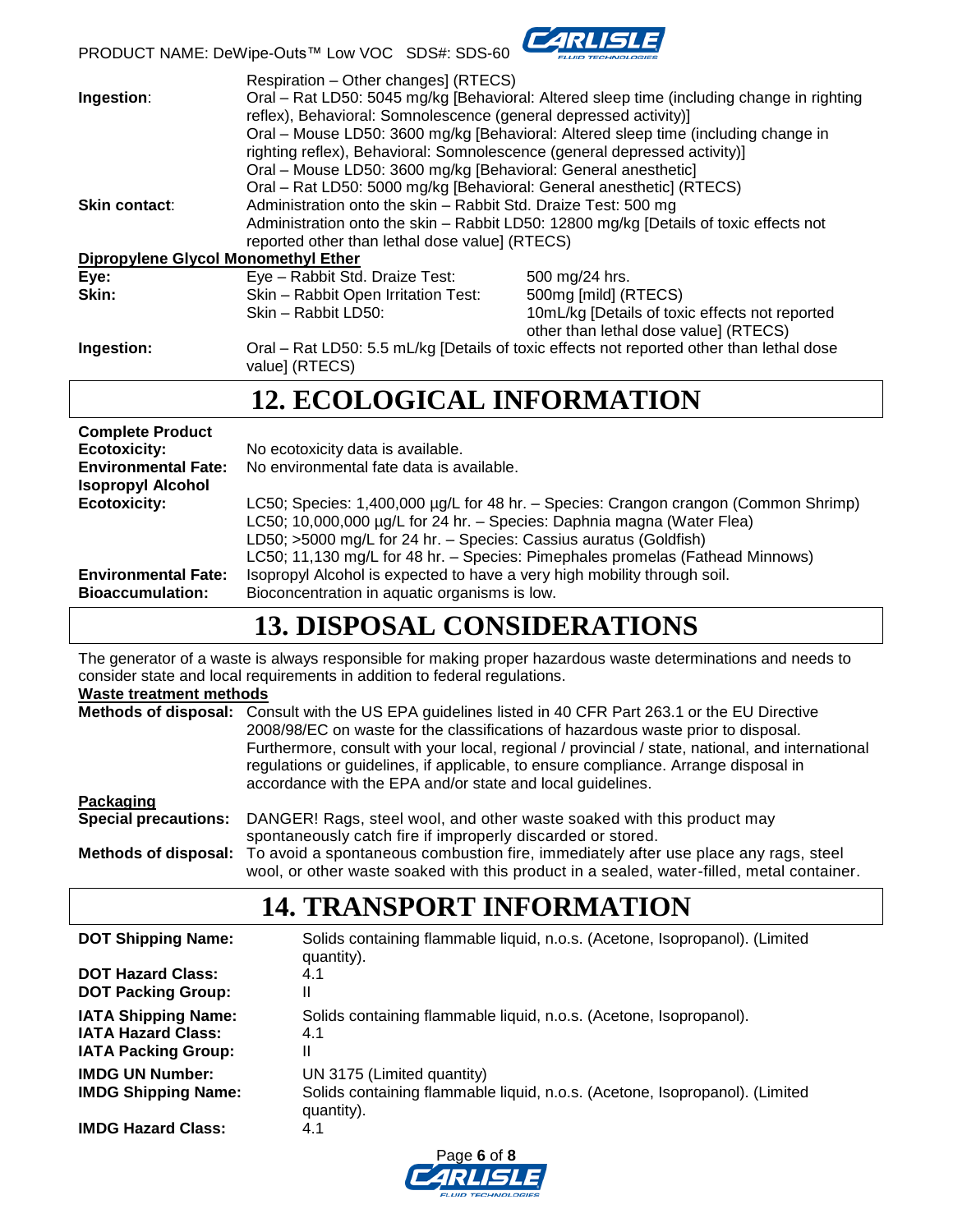| | |
|---|---|
| | Respiration – Other changes] (RTECS) |
| **Ingestion**: | Oral – Rat LD50: 5045 mg/kg [Behavioral: Altered sleep time (including change in righting reflex), Behavioral: Somnolescence (general depressed activity)]<br>Oral – Mouse LD50: 3600 mg/kg [Behavioral: Altered sleep time (including change in righting reflex), Behavioral: Somnolescence (general depressed activity)]<br>Oral – Mouse LD50: 3600 mg/kg [Behavioral: General anesthetic]<br>Oral – Rat LD50: 5000 mg/kg [Behavioral: General anesthetic] (RTECS) |
| **Skin contact**: | Administration onto the skin – Rabbit Std. Draize Test: 500 mg<br>Administration onto the skin – Rabbit LD50: 12800 mg/kg [Details of toxic effects not reported other than lethal dose value] (RTECS) |

**Dipropylene Glycol Monomethyl Ether**

| | | |
|---|---|---|
| **Eye:** | Eye – Rabbit Std. Draize Test: | 500 mg/24 hrs. |
| **Skin:** | Skin – Rabbit Open Irritation Test: | 500mg [mild] (RTECS) |
| | Skin – Rabbit LD50: | 10mL/kg [Details of toxic effects not reported other than lethal dose value] (RTECS) |
| **Ingestion:** | Oral – Rat LD50: 5.5 mL/kg [Details of toxic effects not reported other than lethal dose value] (RTECS) | |

# 12. ECOLOGICAL INFORMATION

**Complete Product**

| | |
|---|---|
| **Ecotoxicity:** | No ecotoxicity data is available. |
| **Environmental Fate:** | No environmental fate data is available. |

**Isopropyl Alcohol**

| | |
|---|---|
| **Ecotoxicity:** | LC50; Species: 1,400,000 µg/L for 48 hr. – Species: Crangon crangon (Common Shrimp)<br>LC50; 10,000,000 µg/L for 24 hr. – Species: Daphnia magna (Water Flea)<br>LD50; >5000 mg/L for 24 hr. – Species: Cassius auratus (Goldfish)<br>LC50; 11,130 mg/L for 48 hr. – Species: Pimephales promelas (Fathead Minnows) |
| **Environmental Fate:** | Isopropyl Alcohol is expected to have a very high mobility through soil. |
| **Bioaccumulation:** | Bioconcentration in aquatic organisms is low. |

# 13. DISPOSAL CONSIDERATIONS

The generator of a waste is always responsible for making proper hazardous waste determinations and needs to consider state and local requirements in addition to federal regulations.

**Waste treatment methods**

**Methods of disposal:** Consult with the US EPA guidelines listed in 40 CFR Part 263.1 or the EU Directive 2008/98/EC on waste for the classifications of hazardous waste prior to disposal. Furthermore, consult with your local, regional / provincial / state, national, and international regulations or guidelines, if applicable, to ensure compliance. Arrange disposal in accordance with the EPA and/or state and local guidelines.

**Packaging**

**Special precautions:** DANGER! Rags, steel wool, and other waste soaked with this product may spontaneously catch fire if improperly discarded or stored.

**Methods of disposal:** To avoid a spontaneous combustion fire, immediately after use place any rags, steel wool, or other waste soaked with this product in a sealed, water-filled, metal container.

# 14. TRANSPORT INFORMATION

| | |
|---|---|
| **DOT Shipping Name:** | Solids containing flammable liquid, n.o.s. (Acetone, Isopropanol). (Limited quantity). |
| **DOT Hazard Class:** | 4.1 |
| **DOT Packing Group:** | II |
| **IATA Shipping Name:** | Solids containing flammable liquid, n.o.s. (Acetone, Isopropanol). |
| **IATA Hazard Class:** | 4.1 |
| **IATA Packing Group:** | II |
| **IMDG UN Number:** | UN 3175 (Limited quantity) |
| **IMDG Shipping Name:** | Solids containing flammable liquid, n.o.s. (Acetone, Isopropanol). (Limited quantity). |
| **IMDG Hazard Class:** | 4.1 |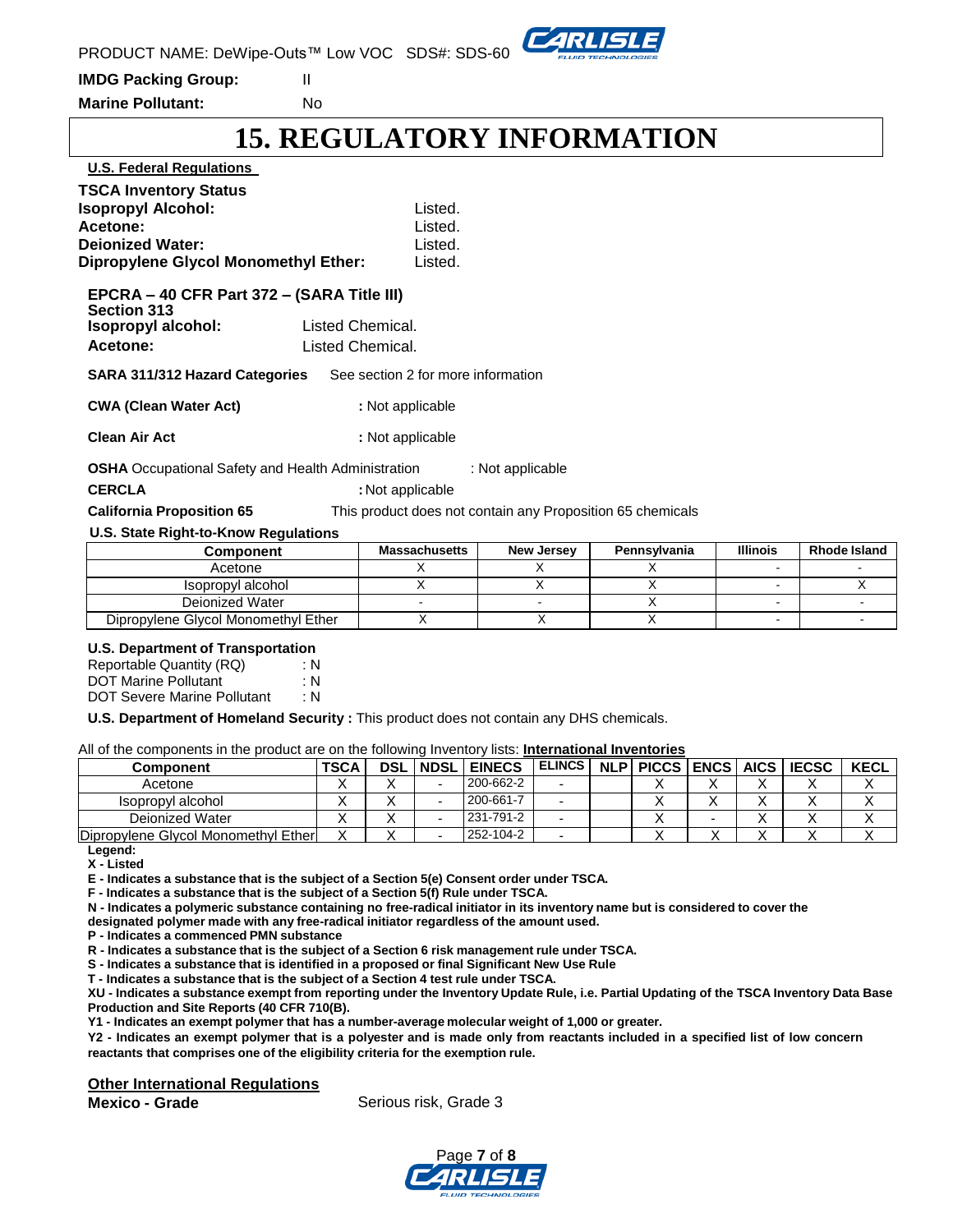**IMDG Packing Group:** II

**Marine Pollutant:** No

# 15. REGULATORY INFORMATION

**U.S. Federal Regulations**

**TSCA Inventory Status**

**Isopropyl Alcohol:** Listed.
**Acetone:** Listed.
**Deionized Water:** Listed.
**Dipropylene Glycol Monomethyl Ether:** Listed.

**EPCRA – 40 CFR Part 372 – (SARA Title III) Section 313**

**Isopropyl alcohol:** Listed Chemical.
**Acetone:** Listed Chemical.

**SARA 311/312 Hazard Categories** See section 2 for more information

**CWA (Clean Water Act)** : Not applicable

**Clean Air Act** : Not applicable

**OSHA** Occupational Safety and Health Administration : Not applicable

**CERCLA** : Not applicable

**California Proposition 65** This product does not contain any Proposition 65 chemicals

**U.S. State Right-to-Know Regulations**

| Component | Massachusetts | New Jersey | Pennsylvania | Illinois | Rhode Island |
|---|---|---|---|---|---|
| Acetone | X | X | X | - | - |
| Isopropyl alcohol | X | X | X | - | X |
| Deionized Water | - | - | X | - | - |
| Dipropylene Glycol Monomethyl Ether | X | X | X | - | - |

**U.S. Department of Transportation**

Reportable Quantity (RQ) : N
DOT Marine Pollutant : N
DOT Severe Marine Pollutant : N

**U.S. Department of Homeland Security :** This product does not contain any DHS chemicals.

All of the components in the product are on the following Inventory lists: **International Inventories**

| Component | TSCA | DSL | NDSL | EINECS | ELINCS | NLP | PICCS | ENCS | AICS | IECSC | KECL |
|---|---|---|---|---|---|---|---|---|---|---|---|
| Acetone | X | X | - | 200-662-2 | - | | X | X | X | X | X |
| Isopropyl alcohol | X | X | - | 200-661-7 | - | | X | X | X | X | X |
| Deionized Water | X | X | - | 231-791-2 | - | | X | - | X | X | X |
| Dipropylene Glycol Monomethyl Ether | X | X | - | 252-104-2 | - | | X | X | X | X | X |

**Legend:**

**X - Listed**

**E - Indicates a substance that is the subject of a Section 5(e) Consent order under TSCA.**

**F - Indicates a substance that is the subject of a Section 5(f) Rule under TSCA.**

**N - Indicates a polymeric substance containing no free-radical initiator in its inventory name but is considered to cover the designated polymer made with any free-radical initiator regardless of the amount used.**

**P - Indicates a commenced PMN substance**

**R - Indicates a substance that is the subject of a Section 6 risk management rule under TSCA.**

**S - Indicates a substance that is identified in a proposed or final Significant New Use Rule**

**T - Indicates a substance that is the subject of a Section 4 test rule under TSCA.**

**XU - Indicates a substance exempt from reporting under the Inventory Update Rule, i.e. Partial Updating of the TSCA Inventory Data Base Production and Site Reports (40 CFR 710(B).**

**Y1 - Indicates an exempt polymer that has a number-average molecular weight of 1,000 or greater.**

**Y2 - Indicates an exempt polymer that is a polyester and is made only from reactants included in a specified list of low concern reactants that comprises one of the eligibility criteria for the exemption rule.**

**Other International Regulations**

**Mexico - Grade** Serious risk, Grade 3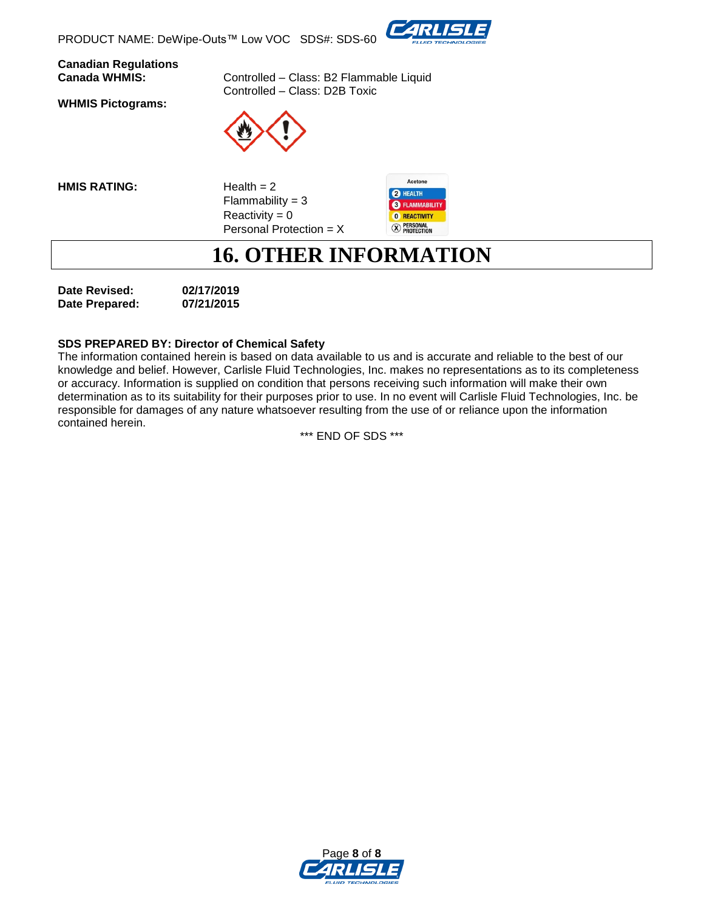**Canadian Regulations**

**Canada WHMIS:** Controlled – Class: B2 Flammable Liquid
Controlled – Class: D2B Toxic

**WHMIS Pictograms:**

**HMIS RATING:**
Health = 2
Flammability = 3
Reactivity = 0
Personal Protection = X

Acetone
2 HEALTH
3 FLAMMABILITY
0 REACTIVITY
X PERSONAL PROTECTION

# 16. OTHER INFORMATION

**Date Revised:** **02/17/2019**
**Date Prepared:** **07/21/2015**

**SDS PREPARED BY: Director of Chemical Safety**
The information contained herein is based on data available to us and is accurate and reliable to the best of our knowledge and belief. However, Carlisle Fluid Technologies, Inc. makes no representations as to its completeness or accuracy. Information is supplied on condition that persons receiving such information will make their own determination as to its suitability for their purposes prior to use. In no event will Carlisle Fluid Technologies, Inc. be responsible for damages of any nature whatsoever resulting from the use of or reliance upon the information contained herein.

*** END OF SDS ***